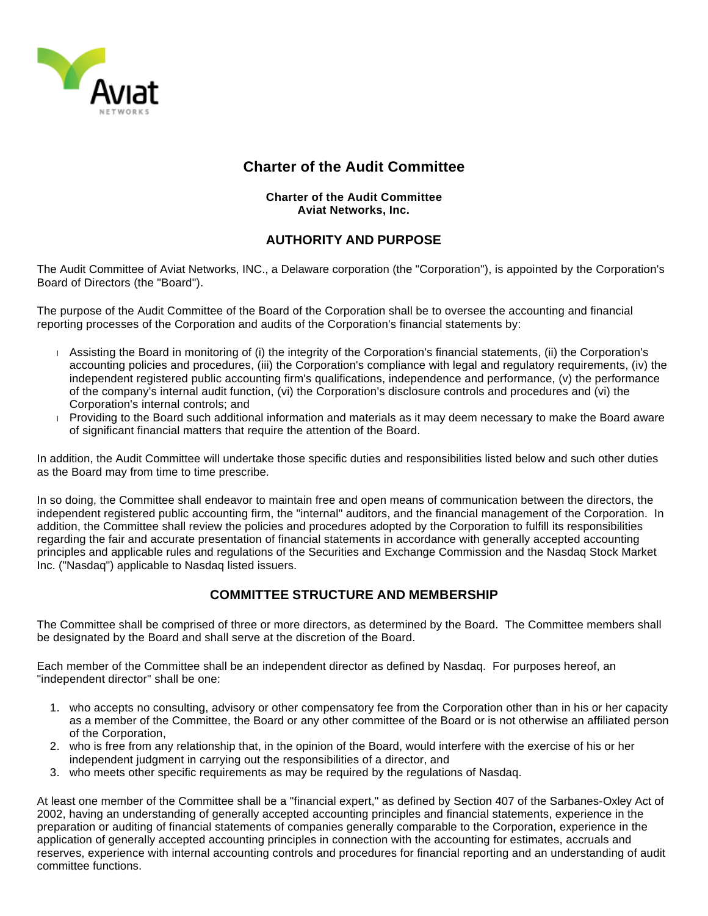# Charter of the Audit Committee

**Charter of the Audit Committee**
**Aviat Networks, Inc.**

## AUTHORITY AND PURPOSE

The Audit Committee of Aviat Networks, INC., a Delaware corporation (the "Corporation"), is appointed by the Corporation's Board of Directors (the "Board").

The purpose of the Audit Committee of the Board of the Corporation shall be to oversee the accounting and financial reporting processes of the Corporation and audits of the Corporation's financial statements by:

- Assisting the Board in monitoring of (i) the integrity of the Corporation's financial statements, (ii) the Corporation's accounting policies and procedures, (iii) the Corporation's compliance with legal and regulatory requirements, (iv) the independent registered public accounting firm's qualifications, independence and performance, (v) the performance of the company's internal audit function, (vi) the Corporation's disclosure controls and procedures and (vi) the Corporation's internal controls; and
- Providing to the Board such additional information and materials as it may deem necessary to make the Board aware of significant financial matters that require the attention of the Board.

In addition, the Audit Committee will undertake those specific duties and responsibilities listed below and such other duties as the Board may from time to time prescribe.

In so doing, the Committee shall endeavor to maintain free and open means of communication between the directors, the independent registered public accounting firm, the "internal" auditors, and the financial management of the Corporation. In addition, the Committee shall review the policies and procedures adopted by the Corporation to fulfill its responsibilities regarding the fair and accurate presentation of financial statements in accordance with generally accepted accounting principles and applicable rules and regulations of the Securities and Exchange Commission and the Nasdaq Stock Market Inc. ("Nasdaq") applicable to Nasdaq listed issuers.

## COMMITTEE STRUCTURE AND MEMBERSHIP

The Committee shall be comprised of three or more directors, as determined by the Board. The Committee members shall be designated by the Board and shall serve at the discretion of the Board.

Each member of the Committee shall be an independent director as defined by Nasdaq. For purposes hereof, an "independent director" shall be one:

1. who accepts no consulting, advisory or other compensatory fee from the Corporation other than in his or her capacity as a member of the Committee, the Board or any other committee of the Board or is not otherwise an affiliated person of the Corporation,
2. who is free from any relationship that, in the opinion of the Board, would interfere with the exercise of his or her independent judgment in carrying out the responsibilities of a director, and
3. who meets other specific requirements as may be required by the regulations of Nasdaq.

At least one member of the Committee shall be a "financial expert," as defined by Section 407 of the Sarbanes-Oxley Act of 2002, having an understanding of generally accepted accounting principles and financial statements, experience in the preparation or auditing of financial statements of companies generally comparable to the Corporation, experience in the application of generally accepted accounting principles in connection with the accounting for estimates, accruals and reserves, experience with internal accounting controls and procedures for financial reporting and an understanding of audit committee functions.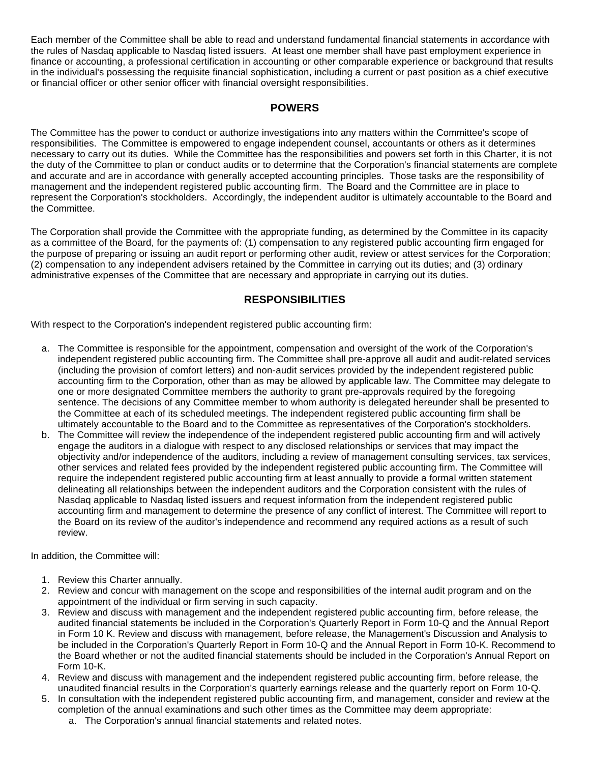Each member of the Committee shall be able to read and understand fundamental financial statements in accordance with the rules of Nasdaq applicable to Nasdaq listed issuers. At least one member shall have past employment experience in finance or accounting, a professional certification in accounting or other comparable experience or background that results in the individual's possessing the requisite financial sophistication, including a current or past position as a chief executive or financial officer or other senior officer with financial oversight responsibilities.

## POWERS

The Committee has the power to conduct or authorize investigations into any matters within the Committee's scope of responsibilities. The Committee is empowered to engage independent counsel, accountants or others as it determines necessary to carry out its duties. While the Committee has the responsibilities and powers set forth in this Charter, it is not the duty of the Committee to plan or conduct audits or to determine that the Corporation's financial statements are complete and accurate and are in accordance with generally accepted accounting principles. Those tasks are the responsibility of management and the independent registered public accounting firm. The Board and the Committee are in place to represent the Corporation's stockholders. Accordingly, the independent auditor is ultimately accountable to the Board and the Committee.

The Corporation shall provide the Committee with the appropriate funding, as determined by the Committee in its capacity as a committee of the Board, for the payments of: (1) compensation to any registered public accounting firm engaged for the purpose of preparing or issuing an audit report or performing other audit, review or attest services for the Corporation; (2) compensation to any independent advisers retained by the Committee in carrying out its duties; and (3) ordinary administrative expenses of the Committee that are necessary and appropriate in carrying out its duties.

## RESPONSIBILITIES

With respect to the Corporation's independent registered public accounting firm:

a. The Committee is responsible for the appointment, compensation and oversight of the work of the Corporation's independent registered public accounting firm. The Committee shall pre-approve all audit and audit-related services (including the provision of comfort letters) and non-audit services provided by the independent registered public accounting firm to the Corporation, other than as may be allowed by applicable law. The Committee may delegate to one or more designated Committee members the authority to grant pre-approvals required by the foregoing sentence. The decisions of any Committee member to whom authority is delegated hereunder shall be presented to the Committee at each of its scheduled meetings. The independent registered public accounting firm shall be ultimately accountable to the Board and to the Committee as representatives of the Corporation's stockholders.
b. The Committee will review the independence of the independent registered public accounting firm and will actively engage the auditors in a dialogue with respect to any disclosed relationships or services that may impact the objectivity and/or independence of the auditors, including a review of management consulting services, tax services, other services and related fees provided by the independent registered public accounting firm. The Committee will require the independent registered public accounting firm at least annually to provide a formal written statement delineating all relationships between the independent auditors and the Corporation consistent with the rules of Nasdaq applicable to Nasdaq listed issuers and request information from the independent registered public accounting firm and management to determine the presence of any conflict of interest. The Committee will report to the Board on its review of the auditor's independence and recommend any required actions as a result of such review.

In addition, the Committee will:

1. Review this Charter annually.
2. Review and concur with management on the scope and responsibilities of the internal audit program and on the appointment of the individual or firm serving in such capacity.
3. Review and discuss with management and the independent registered public accounting firm, before release, the audited financial statements be included in the Corporation's Quarterly Report in Form 10-Q and the Annual Report in Form 10 K. Review and discuss with management, before release, the Management's Discussion and Analysis to be included in the Corporation's Quarterly Report in Form 10-Q and the Annual Report in Form 10-K. Recommend to the Board whether or not the audited financial statements should be included in the Corporation's Annual Report on Form 10-K.
4. Review and discuss with management and the independent registered public accounting firm, before release, the unaudited financial results in the Corporation's quarterly earnings release and the quarterly report on Form 10-Q.
5. In consultation with the independent registered public accounting firm, and management, consider and review at the completion of the annual examinations and such other times as the Committee may deem appropriate:
    a. The Corporation's annual financial statements and related notes.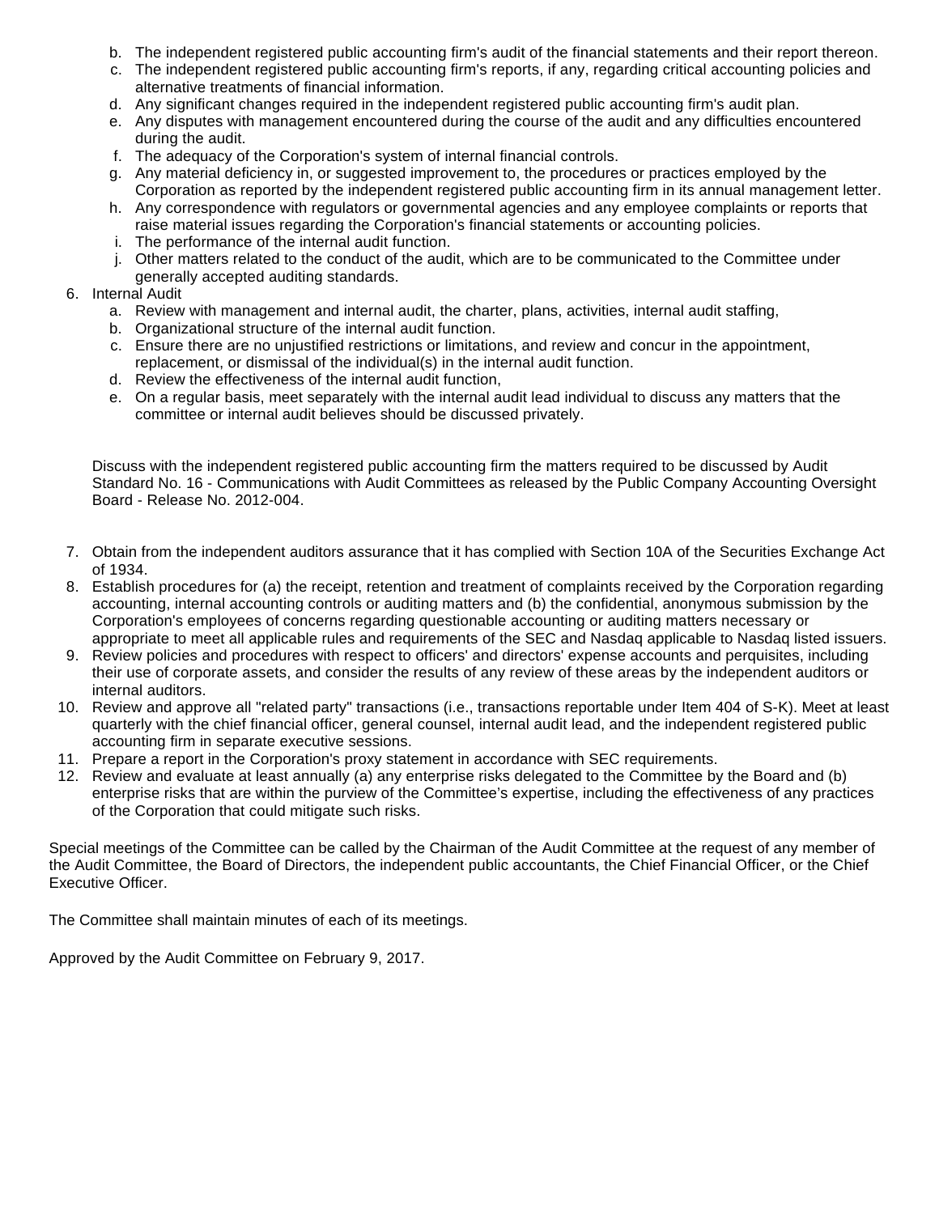b. The independent registered public accounting firm's audit of the financial statements and their report thereon.
   c. The independent registered public accounting firm's reports, if any, regarding critical accounting policies and alternative treatments of financial information.
   d. Any significant changes required in the independent registered public accounting firm's audit plan.
   e. Any disputes with management encountered during the course of the audit and any difficulties encountered during the audit.
   f. The adequacy of the Corporation's system of internal financial controls.
   g. Any material deficiency in, or suggested improvement to, the procedures or practices employed by the Corporation as reported by the independent registered public accounting firm in its annual management letter.
   h. Any correspondence with regulators or governmental agencies and any employee complaints or reports that raise material issues regarding the Corporation's financial statements or accounting policies.
   i. The performance of the internal audit function.
   j. Other matters related to the conduct of the audit, which are to be communicated to the Committee under generally accepted auditing standards.

6. Internal Audit
   a. Review with management and internal audit, the charter, plans, activities, internal audit staffing,
   b. Organizational structure of the internal audit function.
   c. Ensure there are no unjustified restrictions or limitations, and review and concur in the appointment, replacement, or dismissal of the individual(s) in the internal audit function.
   d. Review the effectiveness of the internal audit function,
   e. On a regular basis, meet separately with the internal audit lead individual to discuss any matters that the committee or internal audit believes should be discussed privately.

   Discuss with the independent registered public accounting firm the matters required to be discussed by Audit Standard No. 16 - Communications with Audit Committees as released by the Public Company Accounting Oversight Board - Release No. 2012-004.

7. Obtain from the independent auditors assurance that it has complied with Section 10A of the Securities Exchange Act of 1934.
8. Establish procedures for (a) the receipt, retention and treatment of complaints received by the Corporation regarding accounting, internal accounting controls or auditing matters and (b) the confidential, anonymous submission by the Corporation's employees of concerns regarding questionable accounting or auditing matters necessary or appropriate to meet all applicable rules and requirements of the SEC and Nasdaq applicable to Nasdaq listed issuers.
9. Review policies and procedures with respect to officers' and directors' expense accounts and perquisites, including their use of corporate assets, and consider the results of any review of these areas by the independent auditors or internal auditors.
10. Review and approve all "related party" transactions (i.e., transactions reportable under Item 404 of S-K). Meet at least quarterly with the chief financial officer, general counsel, internal audit lead, and the independent registered public accounting firm in separate executive sessions.
11. Prepare a report in the Corporation's proxy statement in accordance with SEC requirements.
12. Review and evaluate at least annually (a) any enterprise risks delegated to the Committee by the Board and (b) enterprise risks that are within the purview of the Committee's expertise, including the effectiveness of any practices of the Corporation that could mitigate such risks.

Special meetings of the Committee can be called by the Chairman of the Audit Committee at the request of any member of the Audit Committee, the Board of Directors, the independent public accountants, the Chief Financial Officer, or the Chief Executive Officer.

The Committee shall maintain minutes of each of its meetings.

Approved by the Audit Committee on February 9, 2017.